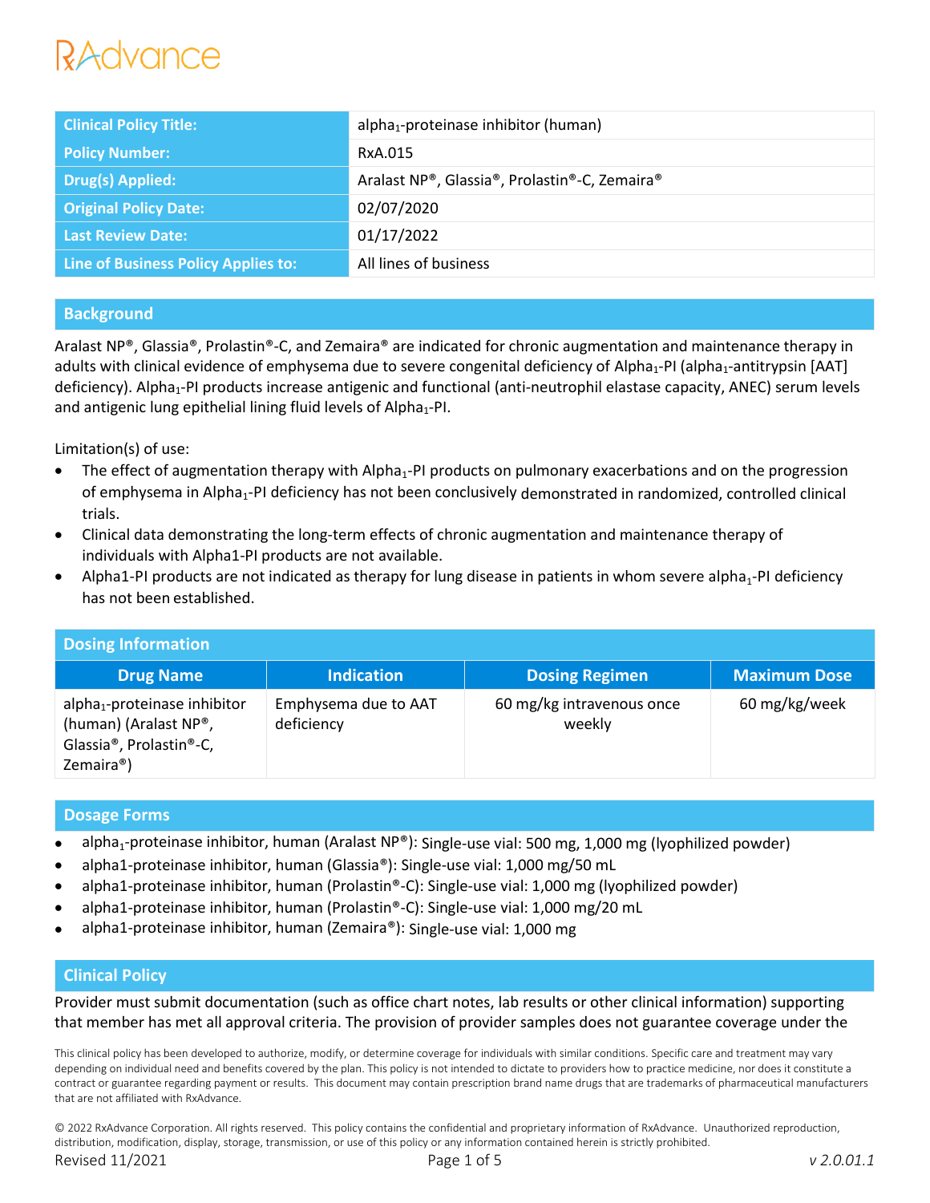RxAdvance

| Clinical Policy Title: | alpha$_1$-proteinase inhibitor (human) |
|---|---|
| Policy Number: | RxA.015 |
| Drug(s) Applied: | Aralast NP®, Glassia®, Prolastin®-C, Zemaira® |
| Original Policy Date: | 02/07/2020 |
| Last Review Date: | 01/17/2022 |
| Line of Business Policy Applies to: | All lines of business |

## Background

Aralast NP®, Glassia®, Prolastin®-C, and Zemaira® are indicated for chronic augmentation and maintenance therapy in adults with clinical evidence of emphysema due to severe congenital deficiency of Alpha$_1$-PI (alpha$_1$-antitrypsin [AAT] deficiency). Alpha$_1$-PI products increase antigenic and functional (anti-neutrophil elastase capacity, ANEC) serum levels and antigenic lung epithelial lining fluid levels of Alpha$_1$-PI.

Limitation(s) of use:

- The effect of augmentation therapy with Alpha$_1$-PI products on pulmonary exacerbations and on the progression of emphysema in Alpha$_1$-PI deficiency has not been conclusively demonstrated in randomized, controlled clinical trials.
- Clinical data demonstrating the long-term effects of chronic augmentation and maintenance therapy of individuals with Alpha1-PI products are not available.
- Alpha1-PI products are not indicated as therapy for lung disease in patients in whom severe alpha$_1$-PI deficiency has not been established.

## Dosing Information

| Drug Name | Indication | Dosing Regimen | Maximum Dose |
|---|---|---|---|
| alpha$_1$-proteinase inhibitor (human) (Aralast NP®, Glassia®, Prolastin®-C, Zemaira®) | Emphysema due to AAT deficiency | 60 mg/kg intravenous once weekly | 60 mg/kg/week |

## Dosage Forms

- alpha$_1$-proteinase inhibitor, human (Aralast NP®): Single-use vial: 500 mg, 1,000 mg (lyophilized powder)
- alpha1-proteinase inhibitor, human (Glassia®): Single-use vial: 1,000 mg/50 mL
- alpha1-proteinase inhibitor, human (Prolastin®-C): Single-use vial: 1,000 mg (lyophilized powder)
- alpha1-proteinase inhibitor, human (Prolastin®-C): Single-use vial: 1,000 mg/20 mL
- alpha1-proteinase inhibitor, human (Zemaira®): Single-use vial: 1,000 mg

## Clinical Policy

Provider must submit documentation (such as office chart notes, lab results or other clinical information) supporting that member has met all approval criteria. The provision of provider samples does not guarantee coverage under the

This clinical policy has been developed to authorize, modify, or determine coverage for individuals with similar conditions. Specific care and treatment may vary depending on individual need and benefits covered by the plan. This policy is not intended to dictate to providers how to practice medicine, nor does it constitute a contract or guarantee regarding payment or results. This document may contain prescription brand name drugs that are trademarks of pharmaceutical manufacturers that are not affiliated with RxAdvance.

© 2022 RxAdvance Corporation. All rights reserved. This policy contains the confidential and proprietary information of RxAdvance. Unauthorized reproduction, distribution, modification, display, storage, transmission, or use of this policy or any information contained herein is strictly prohibited.

Revised 11/2021 v 2.0.01.1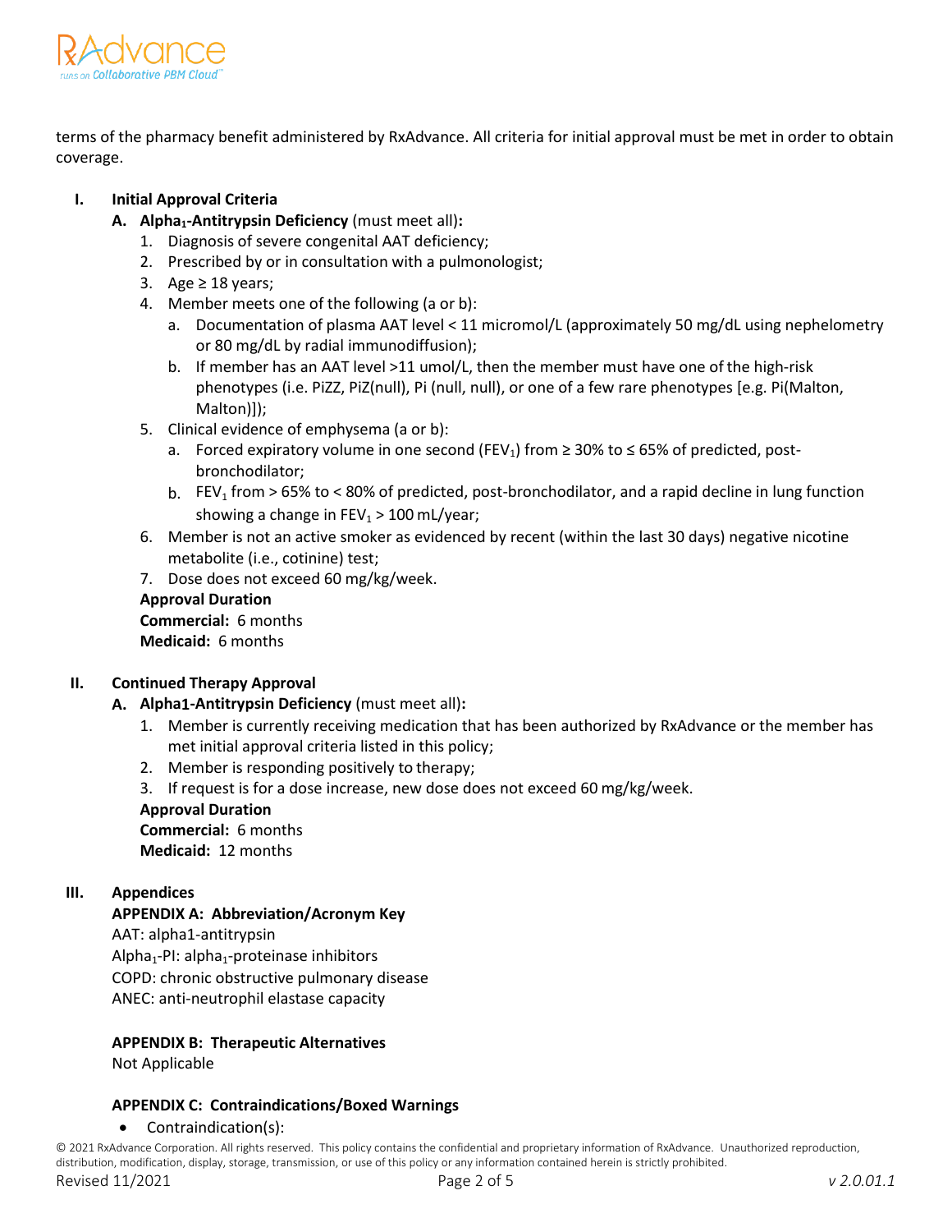terms of the pharmacy benefit administered by RxAdvance. All criteria for initial approval must be met in order to obtain coverage.

## I. Initial Approval Criteria

**A. $Alpha_1$-Antitrypsin Deficiency** (must meet all)**:**

1. Diagnosis of severe congenital AAT deficiency;
2. Prescribed by or in consultation with a pulmonologist;
3. Age ≥ 18 years;
4. Member meets one of the following (a or b):
   a. Documentation of plasma AAT level < 11 micromol/L (approximately 50 mg/dL using nephelometry or 80 mg/dL by radial immunodiffusion);
   b. If member has an AAT level >11 umol/L, then the member must have one of the high-risk phenotypes (i.e. PiZZ, PiZ(null), Pi (null, null), or one of a few rare phenotypes [e.g. Pi(Malton, Malton)]);
5. Clinical evidence of emphysema (a or b):
   a. Forced expiratory volume in one second ($FEV_1$) from ≥ 30% to ≤ 65% of predicted, post-bronchodilator;
   b. $FEV_1$ from > 65% to < 80% of predicted, post-bronchodilator, and a rapid decline in lung function showing a change in $FEV_1$ > 100 mL/year;
6. Member is not an active smoker as evidenced by recent (within the last 30 days) negative nicotine metabolite (i.e., cotinine) test;
7. Dose does not exceed 60 mg/kg/week.

**Approval Duration**
**Commercial:** 6 months
**Medicaid:** 6 months

## II. Continued Therapy Approval

**A. Alpha1-Antitrypsin Deficiency** (must meet all)**:**

1. Member is currently receiving medication that has been authorized by RxAdvance or the member has met initial approval criteria listed in this policy;
2. Member is responding positively to therapy;
3. If request is for a dose increase, new dose does not exceed 60 mg/kg/week.

**Approval Duration**
**Commercial:** 6 months
**Medicaid:** 12 months

## III. Appendices

**APPENDIX A: Abbreviation/Acronym Key**

AAT: alpha1-antitrypsin
$Alpha_1$-PI: $alpha_1$-proteinase inhibitors
COPD: chronic obstructive pulmonary disease
ANEC: anti-neutrophil elastase capacity

**APPENDIX B: Therapeutic Alternatives**

Not Applicable

**APPENDIX C: Contraindications/Boxed Warnings**

- Contraindication(s):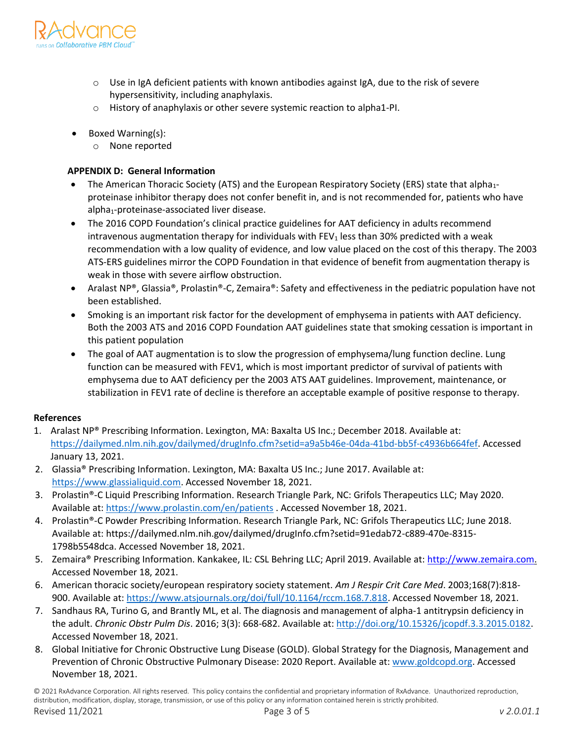- Use in IgA deficient patients with known antibodies against IgA, due to the risk of severe hypersensitivity, including anaphylaxis.
    - History of anaphylaxis or other severe systemic reaction to alpha1-PI.

- Boxed Warning(s):
    - None reported

**APPENDIX D: General Information**

- The American Thoracic Society (ATS) and the European Respiratory Society (ERS) state that $alpha_1$-proteinase inhibitor therapy does not confer benefit in, and is not recommended for, patients who have $alpha_1$-proteinase-associated liver disease.
- The 2016 COPD Foundation's clinical practice guidelines for AAT deficiency in adults recommend intravenous augmentation therapy for individuals with $FEV_1$ less than 30% predicted with a weak recommendation with a low quality of evidence, and low value placed on the cost of this therapy. The 2003 ATS-ERS guidelines mirror the COPD Foundation in that evidence of benefit from augmentation therapy is weak in those with severe airflow obstruction.
- Aralast NP®, Glassia®, Prolastin®-C, Zemaira®: Safety and effectiveness in the pediatric population have not been established.
- Smoking is an important risk factor for the development of emphysema in patients with AAT deficiency. Both the 2003 ATS and 2016 COPD Foundation AAT guidelines state that smoking cessation is important in this patient population
- The goal of AAT augmentation is to slow the progression of emphysema/lung function decline. Lung function can be measured with FEV1, which is most important predictor of survival of patients with emphysema due to AAT deficiency per the 2003 ATS AAT guidelines. Improvement, maintenance, or stabilization in FEV1 rate of decline is therefore an acceptable example of positive response to therapy.

**References**

1. Aralast NP® Prescribing Information. Lexington, MA: Baxalta US Inc.; December 2018. Available at: https://dailymed.nlm.nih.gov/dailymed/drugInfo.cfm?setid=a9a5b46e-04da-41bd-bb5f-c4936b664fef. Accessed January 13, 2021.
2. Glassia® Prescribing Information. Lexington, MA: Baxalta US Inc.; June 2017. Available at: https://www.glassialiquid.com. Accessed November 18, 2021.
3. Prolastin®-C Liquid Prescribing Information. Research Triangle Park, NC: Grifols Therapeutics LLC; May 2020. Available at: https://www.prolastin.com/en/patients . Accessed November 18, 2021.
4. Prolastin®-C Powder Prescribing Information. Research Triangle Park, NC: Grifols Therapeutics LLC; June 2018. Available at: https://dailymed.nlm.nih.gov/dailymed/drugInfo.cfm?setid=91edab72-c889-470e-8315-1798b5548dca. Accessed November 18, 2021.
5. Zemaira® Prescribing Information. Kankakee, IL: CSL Behring LLC; April 2019. Available at: http://www.zemaira.com. Accessed November 18, 2021.
6. American thoracic society/european respiratory society statement. *Am J Respir Crit Care Med*. 2003;168(7):818-900. Available at: https://www.atsjournals.org/doi/full/10.1164/rccm.168.7.818. Accessed November 18, 2021.
7. Sandhaus RA, Turino G, and Brantly ML, et al. The diagnosis and management of alpha-1 antitrypsin deficiency in the adult. *Chronic Obstr Pulm Dis*. 2016; 3(3): 668-682. Available at: http://doi.org/10.15326/jcopdf.3.3.2015.0182. Accessed November 18, 2021.
8. Global Initiative for Chronic Obstructive Lung Disease (GOLD). Global Strategy for the Diagnosis, Management and Prevention of Chronic Obstructive Pulmonary Disease: 2020 Report. Available at: www.goldcopd.org. Accessed November 18, 2021.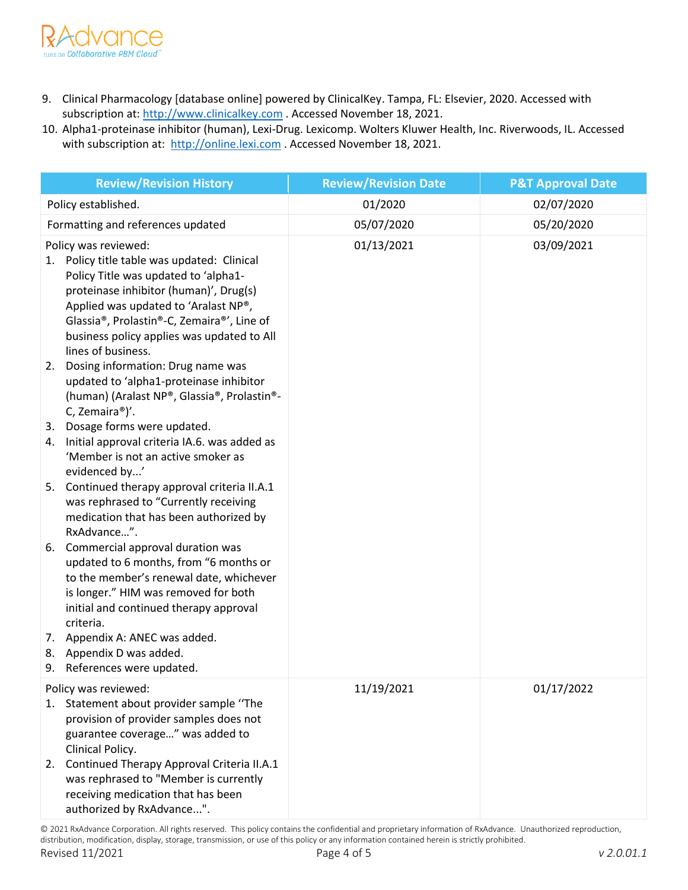9. Clinical Pharmacology [database online] powered by ClinicalKey. Tampa, FL: Elsevier, 2020. Accessed with subscription at: http://www.clinicalkey.com . Accessed November 18, 2021.
10. Alpha1-proteinase inhibitor (human), Lexi-Drug. Lexicomp. Wolters Kluwer Health, Inc. Riverwoods, IL. Accessed with subscription at: http://online.lexi.com . Accessed November 18, 2021.

| Review/Revision History | Review/Revision Date | P&T Approval Date |
|---|---|---|
| Policy established. | 01/2020 | 02/07/2020 |
| Formatting and references updated | 05/07/2020 | 05/20/2020 |
| Policy was reviewed:<br>1. Policy title table was updated: Clinical Policy Title was updated to 'alpha1-proteinase inhibitor (human)', Drug(s) Applied was updated to 'Aralast NP®, Glassia®, Prolastin®-C, Zemaira®', Line of business policy applies was updated to All lines of business.<br>2. Dosing information: Drug name was updated to 'alpha1-proteinase inhibitor (human) (Aralast NP®, Glassia®, Prolastin®-C, Zemaira®)'.<br>3. Dosage forms were updated.<br>4. Initial approval criteria IA.6. was added as 'Member is not an active smoker as evidenced by...'<br>5. Continued therapy approval criteria II.A.1 was rephrased to "Currently receiving medication that has been authorized by RxAdvance…".<br>6. Commercial approval duration was updated to 6 months, from "6 months or to the member's renewal date, whichever is longer." HIM was removed for both initial and continued therapy approval criteria.<br>7. Appendix A: ANEC was added.<br>8. Appendix D was added.<br>9. References were updated. | 01/13/2021 | 03/09/2021 |
| Policy was reviewed:<br>1. Statement about provider sample ''The provision of provider samples does not guarantee coverage…" was added to Clinical Policy.<br>2. Continued Therapy Approval Criteria II.A.1 was rephrased to "Member is currently receiving medication that has been authorized by RxAdvance...". | 11/19/2021 | 01/17/2022 |

© 2021 RxAdvance Corporation. All rights reserved. This policy contains the confidential and proprietary information of RxAdvance. Unauthorized reproduction, distribution, modification, display, storage, transmission, or use of this policy or any information contained herein is strictly prohibited.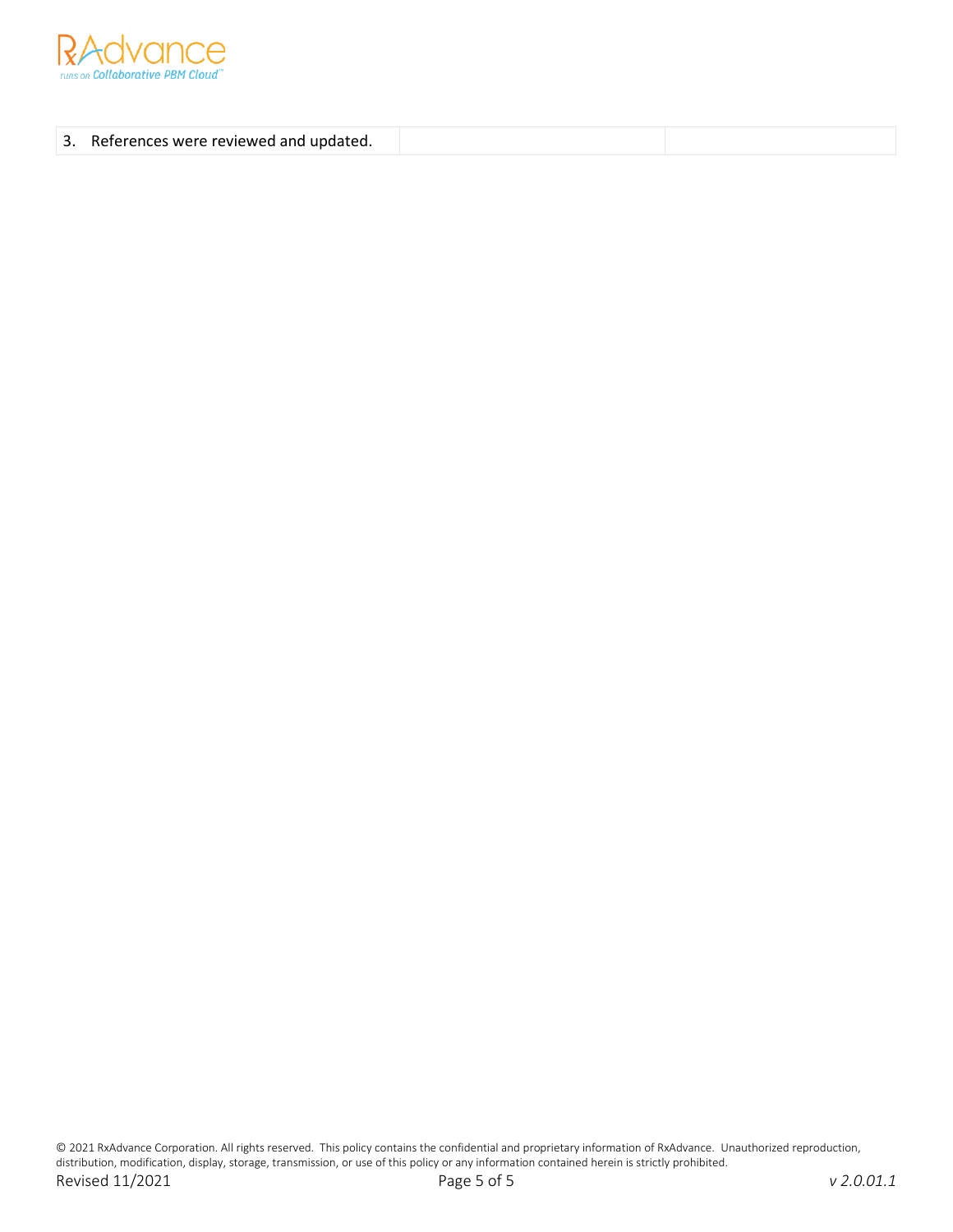| | | |
|---|---|---|
| 3. References were reviewed and updated. | | |

© 2021 RxAdvance Corporation. All rights reserved. This policy contains the confidential and proprietary information of RxAdvance. Unauthorized reproduction, distribution, modification, display, storage, transmission, or use of this policy or any information contained herein is strictly prohibited.